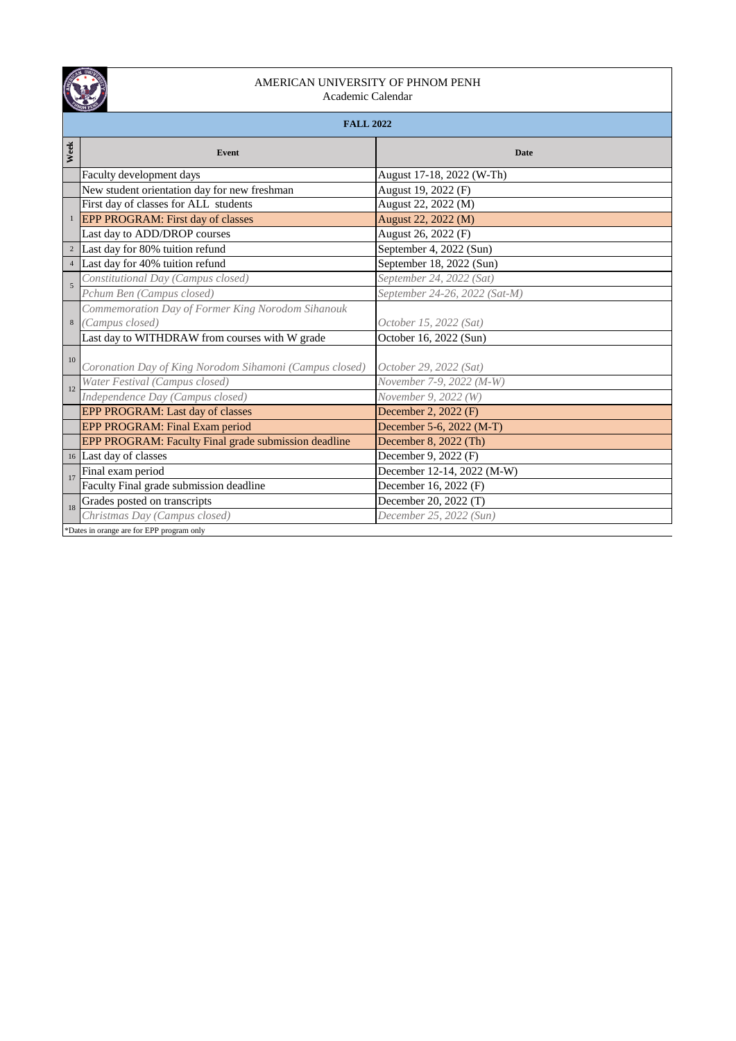AMERICAN UNIVERSITY OF PHNOM PENH

Academic Calendar

## FALL 2022

| Week | Event | Date |
|---|---|---|
| | Faculty development days | August 17-18, 2022 (W-Th) |
| | New student orientation day for new freshman | August 19, 2022 (F) |
| 1 | First day of classes for ALL students | August 22, 2022 (M) |
| 1 | EPP PROGRAM: First day of classes | August 22, 2022 (M) |
| 1 | Last day to ADD/DROP courses | August 26, 2022 (F) |
| 2 | Last day for 80% tuition refund | September 4, 2022 (Sun) |
| 4 | Last day for 40% tuition refund | September 18, 2022 (Sun) |
| 5 | *Constitutional Day (Campus closed)* | *September 24, 2022 (Sat)* |
| 5 | *Pchum Ben (Campus closed)* | *September 24-26, 2022 (Sat-M)* |
| 8 | *Commemoration Day of Former King Norodom Sihanouk (Campus closed)* | *October 15, 2022 (Sat)* |
| 8 | Last day to WITHDRAW from courses with W grade | October 16, 2022 (Sun) |
| 10 | *Coronation Day of King Norodom Sihamoni (Campus closed)* | *October 29, 2022 (Sat)* |
| 12 | *Water Festival (Campus closed)* | *November 7-9, 2022 (M-W)* |
| 12 | *Independence Day (Campus closed)* | *November 9, 2022 (W)* |
| | EPP PROGRAM: Last day of classes | December 2, 2022 (F) |
| | EPP PROGRAM: Final Exam period | December 5-6, 2022 (M-T) |
| | EPP PROGRAM: Faculty Final grade submission deadline | December 8, 2022 (Th) |
| 16 | Last day of classes | December 9, 2022 (F) |
| 17 | Final exam period | December 12-14, 2022 (M-W) |
| 17 | Faculty Final grade submission deadline | December 16, 2022 (F) |
| 18 | Grades posted on transcripts | December 20, 2022 (T) |
| 18 | *Christmas Day (Campus closed)* | *December 25, 2022 (Sun)* |

*Dates in orange are for EPP program only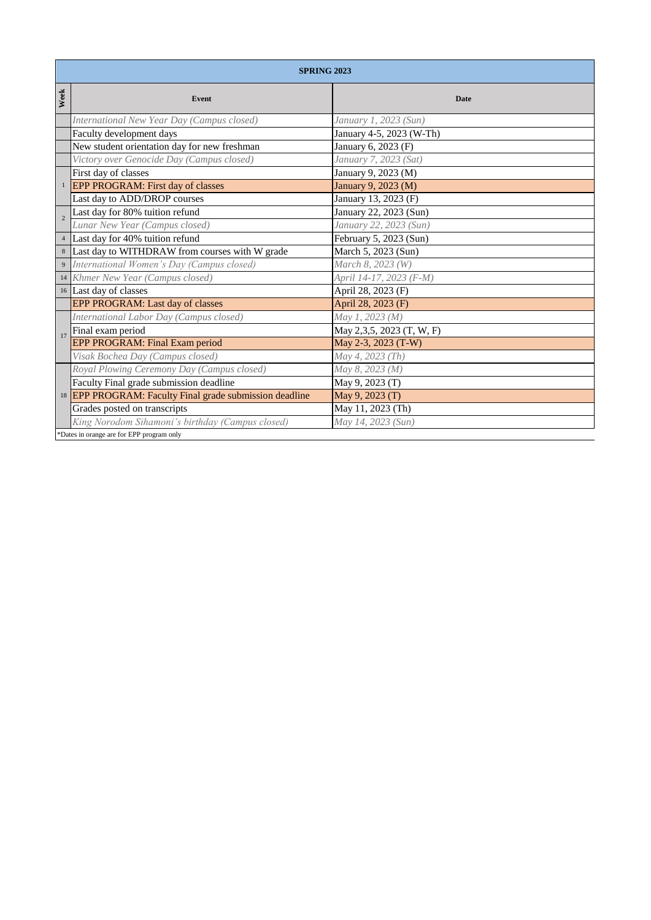| SPRING 2023 | | |
|---|---|---|
| **Week** | **Event** | **Date** |
| | *International New Year Day (Campus closed)* | *January 1, 2023 (Sun)* |
| | Faculty development days | January 4-5, 2023 (W-Th) |
| | New student orientation day for new freshman | January 6, 2023 (F) |
| | *Victory over Genocide Day (Campus closed)* | *January 7, 2023 (Sat)* |
| 1 | First day of classes | January 9, 2023 (M) |
| | EPP PROGRAM: First day of classes | January 9, 2023 (M) |
| | Last day to ADD/DROP courses | January 13, 2023 (F) |
| 2 | Last day for 80% tuition refund | January 22, 2023 (Sun) |
| | *Lunar New Year (Campus closed)* | *January 22, 2023 (Sun)* |
| 4 | Last day for 40% tuition refund | February 5, 2023 (Sun) |
| 8 | Last day to WITHDRAW from courses with W grade | March 5, 2023 (Sun) |
| 9 | *International Women's Day (Campus closed)* | *March 8, 2023 (W)* |
| 14 | *Khmer New Year (Campus closed)* | *April 14-17, 2023 (F-M)* |
| 16 | Last day of classes | April 28, 2023 (F) |
| | EPP PROGRAM: Last day of classes | April 28, 2023 (F) |
| 17 | *International Labor Day (Campus closed)* | *May 1, 2023 (M)* |
| | Final exam period | May 2,3,5, 2023 (T, W, F) |
| | EPP PROGRAM: Final Exam period | May 2-3, 2023 (T-W) |
| | *Visak Bochea Day (Campus closed)* | *May 4, 2023 (Th)* |
| 18 | *Royal Plowing Ceremony Day (Campus closed)* | *May 8, 2023 (M)* |
| | Faculty Final grade submission deadline | May 9, 2023 (T) |
| | EPP PROGRAM: Faculty Final grade submission deadline | May 9, 2023 (T) |
| | Grades posted on transcripts | May 11, 2023 (Th) |
| | *King Norodom Sihamoni's birthday (Campus closed)* | *May 14, 2023 (Sun)* |

*Dates in orange are for EPP program only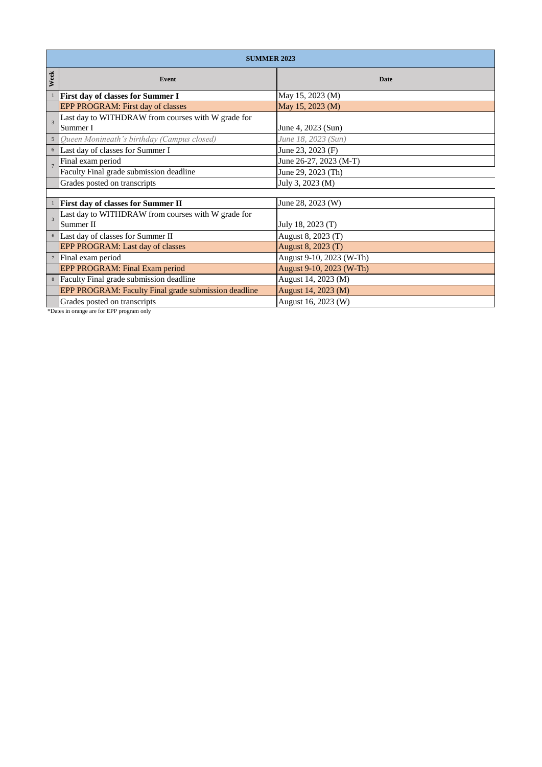| SUMMER 2023 | | |
|---|---|---|
| Week | Event | Date |
| 1 | **First day of classes for Summer I** | May 15, 2023 (M) |
| | EPP PROGRAM: First day of classes | May 15, 2023 (M) |
| 3 | Last day to WITHDRAW from courses with W grade for Summer I | June 4, 2023 (Sun) |
| 5 | *Queen Monineath's birthday (Campus closed)* | *June 18, 2023 (Sun)* |
| 6 | Last day of classes for Summer I | June 23, 2023 (F) |
| 7 | Final exam period | June 26-27, 2023 (M-T) |
| | Faculty Final grade submission deadline | June 29, 2023 (Th) |
| | Grades posted on transcripts | July 3, 2023 (M) |
| | | |
| 1 | **First day of classes for Summer II** | June 28, 2023 (W) |
| 3 | Last day to WITHDRAW from courses with W grade for Summer II | July 18, 2023 (T) |
| 6 | Last day of classes for Summer II | August 8, 2023 (T) |
| | EPP PROGRAM: Last day of classes | August 8, 2023 (T) |
| 7 | Final exam period | August 9-10, 2023 (W-Th) |
| | EPP PROGRAM: Final Exam period | August 9-10, 2023 (W-Th) |
| 8 | Faculty Final grade submission deadline | August 14, 2023 (M) |
| | EPP PROGRAM: Faculty Final grade submission deadline | August 14, 2023 (M) |
| | Grades posted on transcripts | August 16, 2023 (W) |

*Dates in orange are for EPP program only